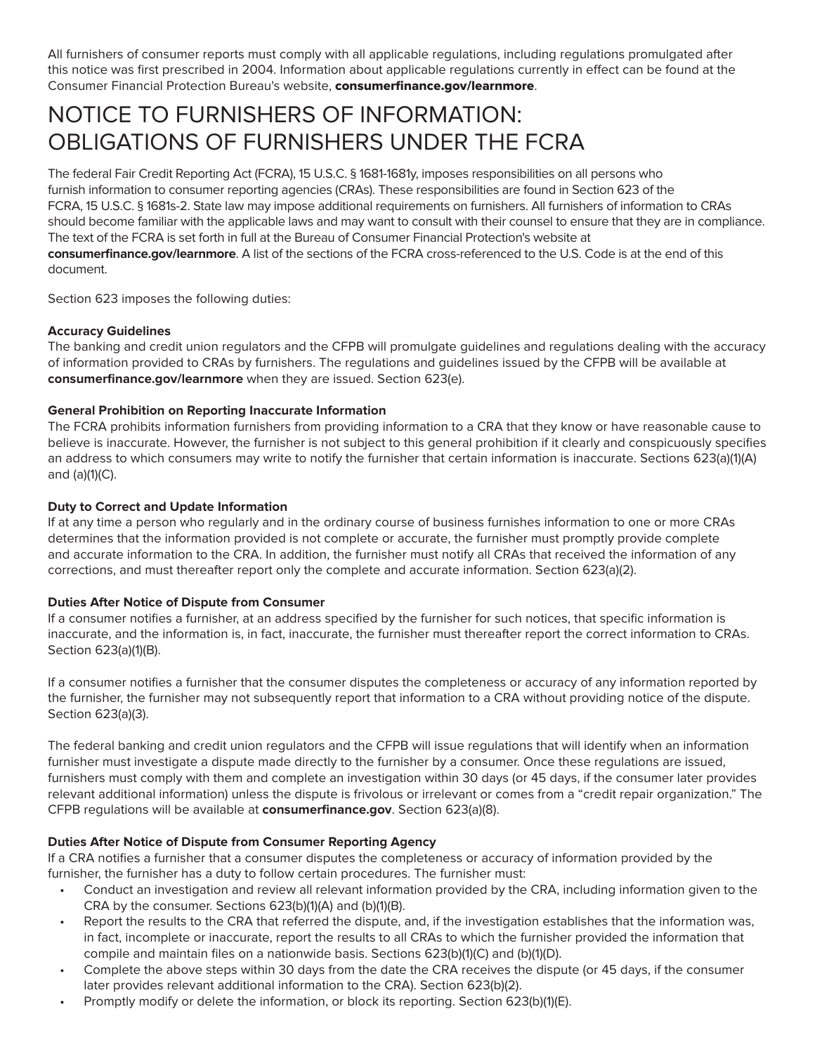All furnishers of consumer reports must comply with all applicable regulations, including regulations promulgated after this notice was first prescribed in 2004. Information about applicable regulations currently in effect can be found at the Consumer Financial Protection Bureau's website, **consumerfinance.gov/learnmore**.

# NOTICE TO FURNISHERS OF INFORMATION: OBLIGATIONS OF FURNISHERS UNDER THE FCRA

The federal Fair Credit Reporting Act (FCRA), 15 U.S.C. § 1681-1681y, imposes responsibilities on all persons who furnish information to consumer reporting agencies (CRAs). These responsibilities are found in Section 623 of the FCRA, 15 U.S.C. § 1681s-2. State law may impose additional requirements on furnishers. All furnishers of information to CRAs should become familiar with the applicable laws and may want to consult with their counsel to ensure that they are in compliance. The text of the FCRA is set forth in full at the Bureau of Consumer Financial Protection's website at **consumerfinance.gov/learnmore**. A list of the sections of the FCRA cross-referenced to the U.S. Code is at the end of this document.

Section 623 imposes the following duties:

**Accuracy Guidelines**

The banking and credit union regulators and the CFPB will promulgate guidelines and regulations dealing with the accuracy of information provided to CRAs by furnishers. The regulations and guidelines issued by the CFPB will be available at **consumerfinance.gov/learnmore** when they are issued. Section 623(e).

**General Prohibition on Reporting Inaccurate Information**

The FCRA prohibits information furnishers from providing information to a CRA that they know or have reasonable cause to believe is inaccurate. However, the furnisher is not subject to this general prohibition if it clearly and conspicuously specifies an address to which consumers may write to notify the furnisher that certain information is inaccurate. Sections 623(a)(1)(A) and (a)(1)(C).

**Duty to Correct and Update Information**

If at any time a person who regularly and in the ordinary course of business furnishes information to one or more CRAs determines that the information provided is not complete or accurate, the furnisher must promptly provide complete and accurate information to the CRA. In addition, the furnisher must notify all CRAs that received the information of any corrections, and must thereafter report only the complete and accurate information. Section 623(a)(2).

**Duties After Notice of Dispute from Consumer**

If a consumer notifies a furnisher, at an address specified by the furnisher for such notices, that specific information is inaccurate, and the information is, in fact, inaccurate, the furnisher must thereafter report the correct information to CRAs. Section 623(a)(1)(B).

If a consumer notifies a furnisher that the consumer disputes the completeness or accuracy of any information reported by the furnisher, the furnisher may not subsequently report that information to a CRA without providing notice of the dispute. Section 623(a)(3).

The federal banking and credit union regulators and the CFPB will issue regulations that will identify when an information furnisher must investigate a dispute made directly to the furnisher by a consumer. Once these regulations are issued, furnishers must comply with them and complete an investigation within 30 days (or 45 days, if the consumer later provides relevant additional information) unless the dispute is frivolous or irrelevant or comes from a "credit repair organization." The CFPB regulations will be available at **consumerfinance.gov**. Section 623(a)(8).

**Duties After Notice of Dispute from Consumer Reporting Agency**

If a CRA notifies a furnisher that a consumer disputes the completeness or accuracy of information provided by the furnisher, the furnisher has a duty to follow certain procedures. The furnisher must:

- Conduct an investigation and review all relevant information provided by the CRA, including information given to the CRA by the consumer. Sections 623(b)(1)(A) and (b)(1)(B).
- Report the results to the CRA that referred the dispute, and, if the investigation establishes that the information was, in fact, incomplete or inaccurate, report the results to all CRAs to which the furnisher provided the information that compile and maintain files on a nationwide basis. Sections 623(b)(1)(C) and (b)(1)(D).
- Complete the above steps within 30 days from the date the CRA receives the dispute (or 45 days, if the consumer later provides relevant additional information to the CRA). Section 623(b)(2).
- Promptly modify or delete the information, or block its reporting. Section 623(b)(1)(E).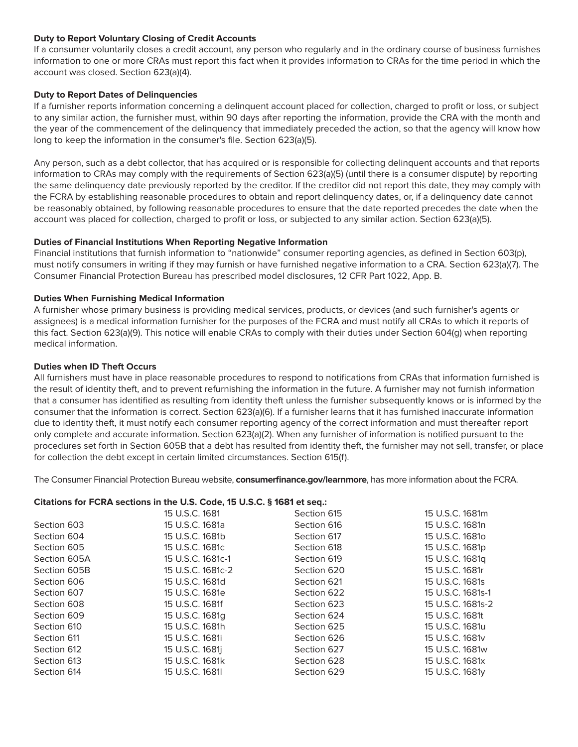**Duty to Report Voluntary Closing of Credit Accounts**

If a consumer voluntarily closes a credit account, any person who regularly and in the ordinary course of business furnishes information to one or more CRAs must report this fact when it provides information to CRAs for the time period in which the account was closed. Section 623(a)(4).

**Duty to Report Dates of Delinquencies**

If a furnisher reports information concerning a delinquent account placed for collection, charged to profit or loss, or subject to any similar action, the furnisher must, within 90 days after reporting the information, provide the CRA with the month and the year of the commencement of the delinquency that immediately preceded the action, so that the agency will know how long to keep the information in the consumer's file. Section 623(a)(5).

Any person, such as a debt collector, that has acquired or is responsible for collecting delinquent accounts and that reports information to CRAs may comply with the requirements of Section 623(a)(5) (until there is a consumer dispute) by reporting the same delinquency date previously reported by the creditor. If the creditor did not report this date, they may comply with the FCRA by establishing reasonable procedures to obtain and report delinquency dates, or, if a delinquency date cannot be reasonably obtained, by following reasonable procedures to ensure that the date reported precedes the date when the account was placed for collection, charged to profit or loss, or subjected to any similar action. Section 623(a)(5).

**Duties of Financial Institutions When Reporting Negative Information**

Financial institutions that furnish information to "nationwide" consumer reporting agencies, as defined in Section 603(p), must notify consumers in writing if they may furnish or have furnished negative information to a CRA. Section 623(a)(7). The Consumer Financial Protection Bureau has prescribed model disclosures, 12 CFR Part 1022, App. B.

**Duties When Furnishing Medical Information**

A furnisher whose primary business is providing medical services, products, or devices (and such furnisher's agents or assignees) is a medical information furnisher for the purposes of the FCRA and must notify all CRAs to which it reports of this fact. Section 623(a)(9). This notice will enable CRAs to comply with their duties under Section 604(g) when reporting medical information.

**Duties when ID Theft Occurs**

All furnishers must have in place reasonable procedures to respond to notifications from CRAs that information furnished is the result of identity theft, and to prevent refurnishing the information in the future. A furnisher may not furnish information that a consumer has identified as resulting from identity theft unless the furnisher subsequently knows or is informed by the consumer that the information is correct. Section 623(a)(6). If a furnisher learns that it has furnished inaccurate information due to identity theft, it must notify each consumer reporting agency of the correct information and must thereafter report only complete and accurate information. Section 623(a)(2). When any furnisher of information is notified pursuant to the procedures set forth in Section 605B that a debt has resulted from identity theft, the furnisher may not sell, transfer, or place for collection the debt except in certain limited circumstances. Section 615(f).

The Consumer Financial Protection Bureau website, **consumerfinance.gov/learnmore**, has more information about the FCRA.

**Citations for FCRA sections in the U.S. Code, 15 U.S.C. § 1681 et seq.:**

| | | | |
|---|---|---|---|
| | 15 U.S.C. 1681 | Section 615 | 15 U.S.C. 1681m |
| Section 603 | 15 U.S.C. 1681a | Section 616 | 15 U.S.C. 1681n |
| Section 604 | 15 U.S.C. 1681b | Section 617 | 15 U.S.C. 1681o |
| Section 605 | 15 U.S.C. 1681c | Section 618 | 15 U.S.C. 1681p |
| Section 605A | 15 U.S.C. 1681c-1 | Section 619 | 15 U.S.C. 1681q |
| Section 605B | 15 U.S.C. 1681c-2 | Section 620 | 15 U.S.C. 1681r |
| Section 606 | 15 U.S.C. 1681d | Section 621 | 15 U.S.C. 1681s |
| Section 607 | 15 U.S.C. 1681e | Section 622 | 15 U.S.C. 1681s-1 |
| Section 608 | 15 U.S.C. 1681f | Section 623 | 15 U.S.C. 1681s-2 |
| Section 609 | 15 U.S.C. 1681g | Section 624 | 15 U.S.C. 1681t |
| Section 610 | 15 U.S.C. 1681h | Section 625 | 15 U.S.C. 1681u |
| Section 611 | 15 U.S.C. 1681i | Section 626 | 15 U.S.C. 1681v |
| Section 612 | 15 U.S.C. 1681j | Section 627 | 15 U.S.C. 1681w |
| Section 613 | 15 U.S.C. 1681k | Section 628 | 15 U.S.C. 1681x |
| Section 614 | 15 U.S.C. 1681l | Section 629 | 15 U.S.C. 1681y |